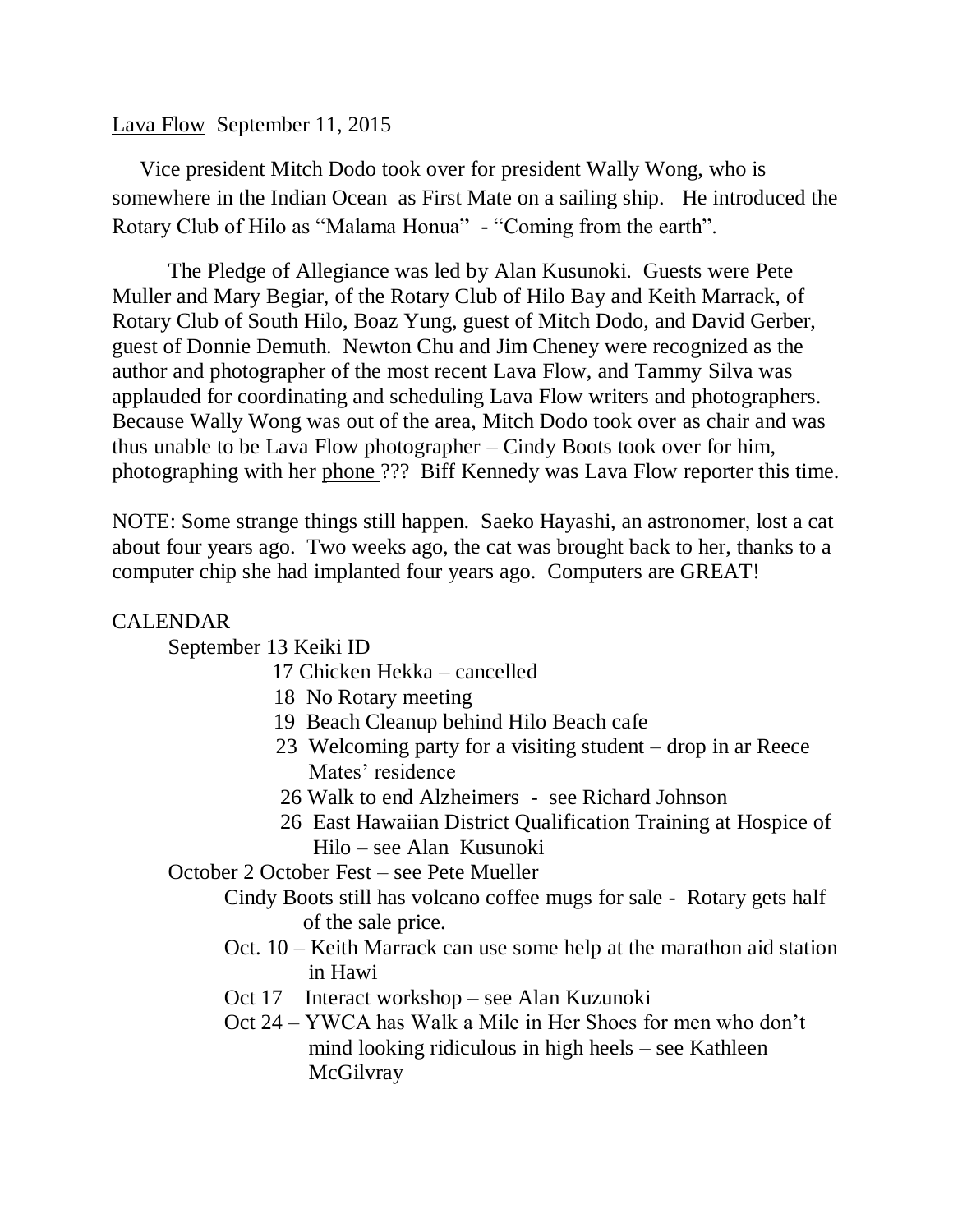Lava Flow  September 11, 2015

Vice president Mitch Dodo took over for president Wally Wong, who is somewhere in the Indian Ocean as First Mate on a sailing ship. He introduced the Rotary Club of Hilo as "Malama Honua" - "Coming from the earth".

The Pledge of Allegiance was led by Alan Kusunoki. Guests were Pete Muller and Mary Begiar, of the Rotary Club of Hilo Bay and Keith Marrack, of Rotary Club of South Hilo, Boaz Yung, guest of Mitch Dodo, and David Gerber, guest of Donnie Demuth. Newton Chu and Jim Cheney were recognized as the author and photographer of the most recent Lava Flow, and Tammy Silva was applauded for coordinating and scheduling Lava Flow writers and photographers. Because Wally Wong was out of the area, Mitch Dodo took over as chair and was thus unable to be Lava Flow photographer – Cindy Boots took over for him, photographing with her phone ??? Biff Kennedy was Lava Flow reporter this time.

NOTE: Some strange things still happen. Saeko Hayashi, an astronomer, lost a cat about four years ago. Two weeks ago, the cat was brought back to her, thanks to a computer chip she had implanted four years ago. Computers are GREAT!

CALENDAR

September 13 Keiki ID
- 17 Chicken Hekka – cancelled
- 18 No Rotary meeting
- 19 Beach Cleanup behind Hilo Beach cafe
- 23 Welcoming party for a visiting student – drop in ar Reece Mates' residence
- 26 Walk to end Alzheimers - see Richard Johnson
- 26 East Hawaiian District Qualification Training at Hospice of Hilo – see Alan Kusunoki

October 2 October Fest – see Pete Mueller
- Cindy Boots still has volcano coffee mugs for sale - Rotary gets half of the sale price.
- Oct. 10 – Keith Marrack can use some help at the marathon aid station in Hawi
- Oct 17 Interact workshop – see Alan Kuzunoki
- Oct 24 – YWCA has Walk a Mile in Her Shoes for men who don't mind looking ridiculous in high heels – see Kathleen McGilvray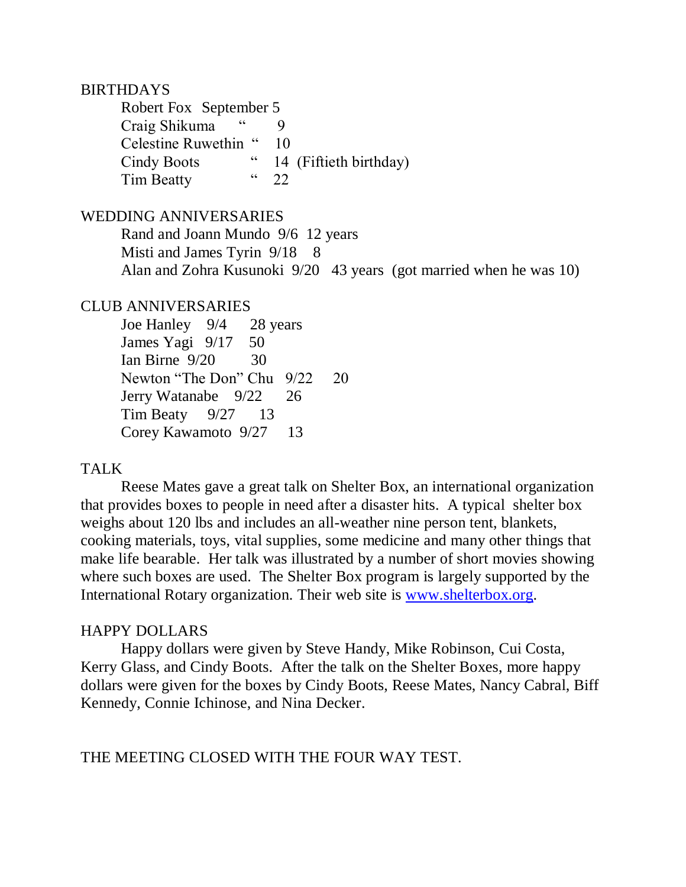## BIRTHDAYS

Robert Fox September 5
Craig Shikuma " 9
Celestine Ruwethin " 10
Cindy Boots " 14 (Fiftieth birthday)
Tim Beatty " 22

## WEDDING ANNIVERSARIES

Rand and Joann Mundo 9/6 12 years
Misti and James Tyrin 9/18 8
Alan and Zohra Kusunoki 9/20 43 years (got married when he was 10)

## CLUB ANNIVERSARIES

Joe Hanley 9/4 28 years
James Yagi 9/17 50
Ian Birne 9/20 30
Newton "The Don" Chu 9/22 20
Jerry Watanabe 9/22 26
Tim Beaty 9/27 13
Corey Kawamoto 9/27 13

## TALK

Reese Mates gave a great talk on Shelter Box, an international organization that provides boxes to people in need after a disaster hits. A typical shelter box weighs about 120 lbs and includes an all-weather nine person tent, blankets, cooking materials, toys, vital supplies, some medicine and many other things that make life bearable. Her talk was illustrated by a number of short movies showing where such boxes are used. The Shelter Box program is largely supported by the International Rotary organization. Their web site is www.shelterbox.org.

## HAPPY DOLLARS

Happy dollars were given by Steve Handy, Mike Robinson, Cui Costa, Kerry Glass, and Cindy Boots. After the talk on the Shelter Boxes, more happy dollars were given for the boxes by Cindy Boots, Reese Mates, Nancy Cabral, Biff Kennedy, Connie Ichinose, and Nina Decker.

THE MEETING CLOSED WITH THE FOUR WAY TEST.